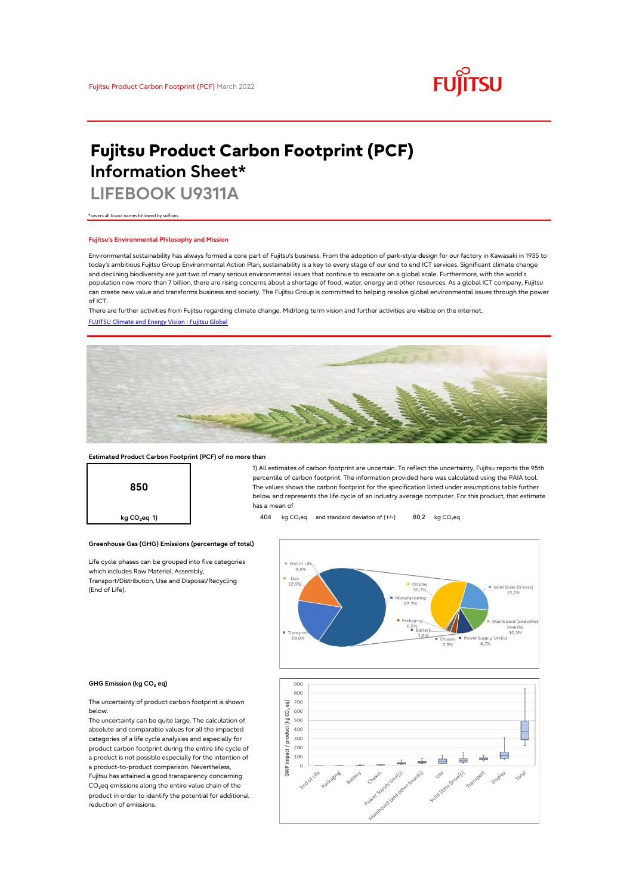Fujitsu Product Carbon Footprint (PCF) March 2022

# Fujitsu Product Carbon Footprint (PCF) Information Sheet*

## LIFEBOOK U9311A

*covers all brand names followed by suffixes

### Fujitsu's Environmental Philosophy and Mission

Environmental sustainability has always formed a core part of Fujitsu's business. From the adoption of park-style design for our factory in Kawasaki in 1935 to today's ambitious Fujitsu Group Environmental Action Plan, sustainability is a key to every stage of our end to end ICT services. Significant climate change and declining biodiversity are just two of many serious environmental issues that continue to escalate on a global scale. Furthermore, with the world's population now more than 7 billion, there are rising concerns about a shortage of food, water, energy and other resources. As a global ICT company, Fujitsu can create new value and transforms business and society. The Fujitsu Group is committed to helping resolve global environmental issues through the power of ICT.

There are further activities from Fujitsu regarding climate change. Mid/long term vision and further activities are visible on the internet.

[FUJITSU Climate and Energy Vision : Fujitsu Global]

### Estimated Product Carbon Footprint (PCF) of no more than

**850**

kg $CO_2$eq 1)

1) All estimates of carbon footprint are uncertain. To reflect the uncertainty, Fujitsu reports the 95th percentile of carbon footprint. The information provided here was calculated using the PAIA tool. The values shows the carbon footprint for the specification listed under assumptions table further below and represents the life cycle of an industry average computer. For this product, that estimate has a mean of

404 kg $CO_2$eq and standard deviaton of (+/-) 80,2 kg $CO_2$eq

### Greenhouse Gas (GHG) Emissions (percentage of total)

Life cycle phases can be grouped into five categories which includes Raw Material, Assembly, Transport/Distribution, Use and Disposal/Recycling (End of Life).

End of Life 0,4%; Use 12,9%; Transport 19,0%; Manufacturing 67,7%

Display 30,7%; Solid State Drive(s) 15,2%; Mainboard (and other boards) 10,3%; Power Supply Unit(s) 6,7%; Chassis 2,3%; Battery 1,9%; Packaging 0,6%

### GHG Emission (kg $CO_2$ eq)

The uncertainty of product carbon footprint is shown below.

The uncertainty can be quite large. The calculation of absolute and comparable values for all the impacted categories of a life cycle analysis and especially for product carbon footprint during the entire life cycle of a product is not possible especially for the intention of a product-to-product comparison. Nevertheless, Fujitsu has attained a good transparency concerning $CO_2$eq emissions along the entire value chain of the product in order to identify the potential for additional reduction of emissions.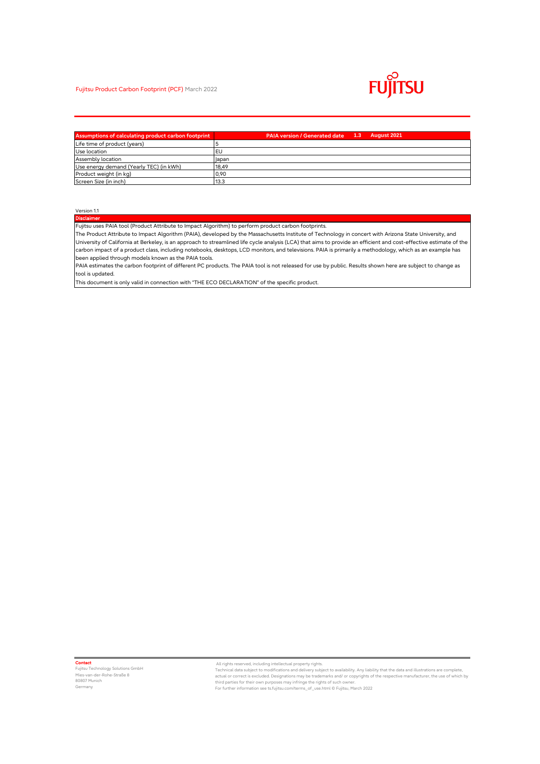Fujitsu Product Carbon Footprint (PCF) March 2022

| Assumptions of calculating product carbon footprint | PAIA version / Generated date 1.3 August 2021 |
| --- | --- |
| Life time of product (years) | 5 |
| Use location | EU |
| Assembly location | Japan |
| Use energy demand (Yearly TEC) (in kWh) | 18,49 |
| Product weight (in kg) | 0,90 |
| Screen Size (in inch) | 13.3 |

Version 1.1

**Disclaimer**

Fujitsu uses PAIA tool (Product Attribute to Impact Algorithm) to perform product carbon footprints.

The Product Attribute to Impact Algorithm (PAIA), developed by the Massachusetts Institute of Technology in concert with Arizona State University, and University of California at Berkeley, is an approach to streamlined life cycle analysis (LCA) that aims to provide an efficient and cost-effective estimate of the carbon impact of a product class, including notebooks, desktops, LCD monitors, and televisions. PAIA is primarily a methodology, which as an example has been applied through models known as the PAIA tools.

PAIA estimates the carbon footprint of different PC products. The PAIA tool is not released for use by public. Results shown here are subject to change as tool is updated.

This document is only valid in connection with "THE ECO DECLARATION" of the specific product.

**Contact**
Fujitsu Technology Solutions GmbH
Mies-van-der-Rohe-Straße 8
80807 Munich
Germany

All rights reserved, including intellectual property rights.
Technical data subject to modifications and delivery subject to availability. Any liability that the data and illustrations are complete, actual or correct is excluded. Designations may be trademarks and/ or copyrights of the respective manufacturer, the use of which by third parties for their own purposes may infringe the rights of such owner.
For further information see ts.fujitsu.com/terms_of_use.html © Fujitsu, March 2022